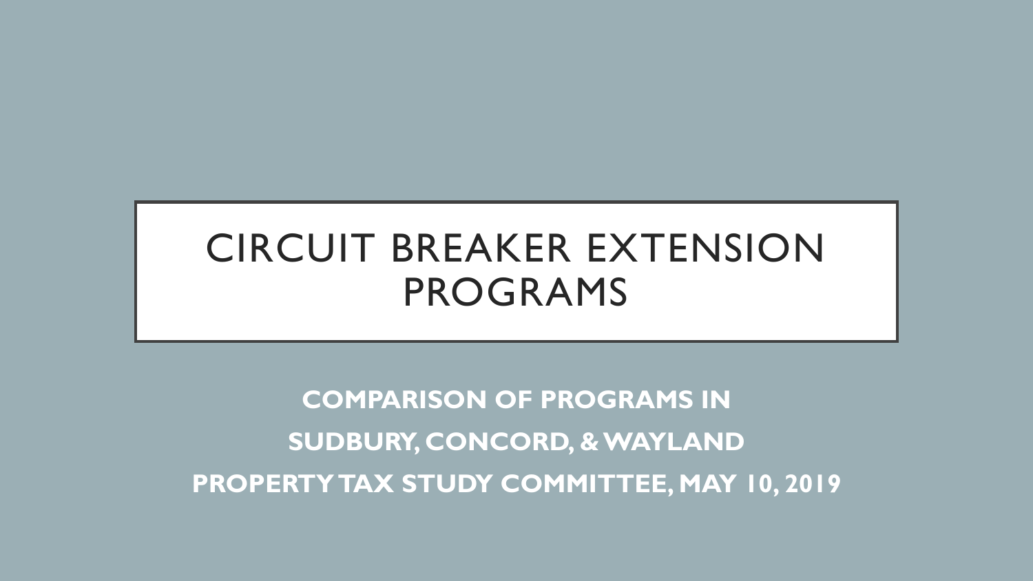# CIRCUIT BREAKER EXTENSION PROGRAMS

**COMPARISON OF PROGRAMS IN**

**SUDBURY, CONCORD, & WAYLAND**

**PROPERTY TAX STUDY COMMITTEE, MAY 10, 2019**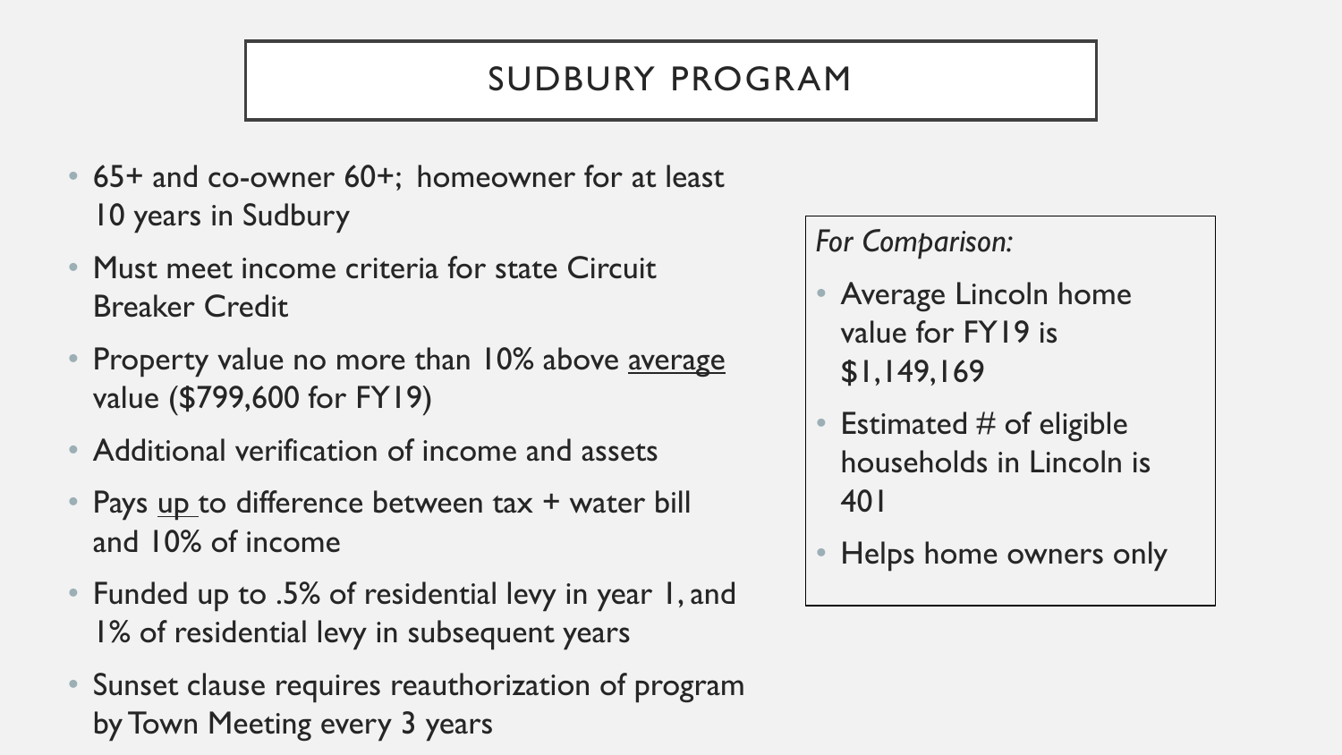# SUDBURY PROGRAM

- 65+ and co-owner 60+; homeowner for at least 10 years in Sudbury
- Must meet income criteria for state Circuit Breaker Credit
- Property value no more than 10% above average value ($799,600 for FY19)
- Additional verification of income and assets
- Pays up to difference between tax + water bill and 10% of income
- Funded up to .5% of residential levy in year 1, and 1% of residential levy in subsequent years
- Sunset clause requires reauthorization of program by Town Meeting every 3 years

*For Comparison:*

- Average Lincoln home value for FY19 is $1,149,169
- Estimated # of eligible households in Lincoln is 401
- Helps home owners only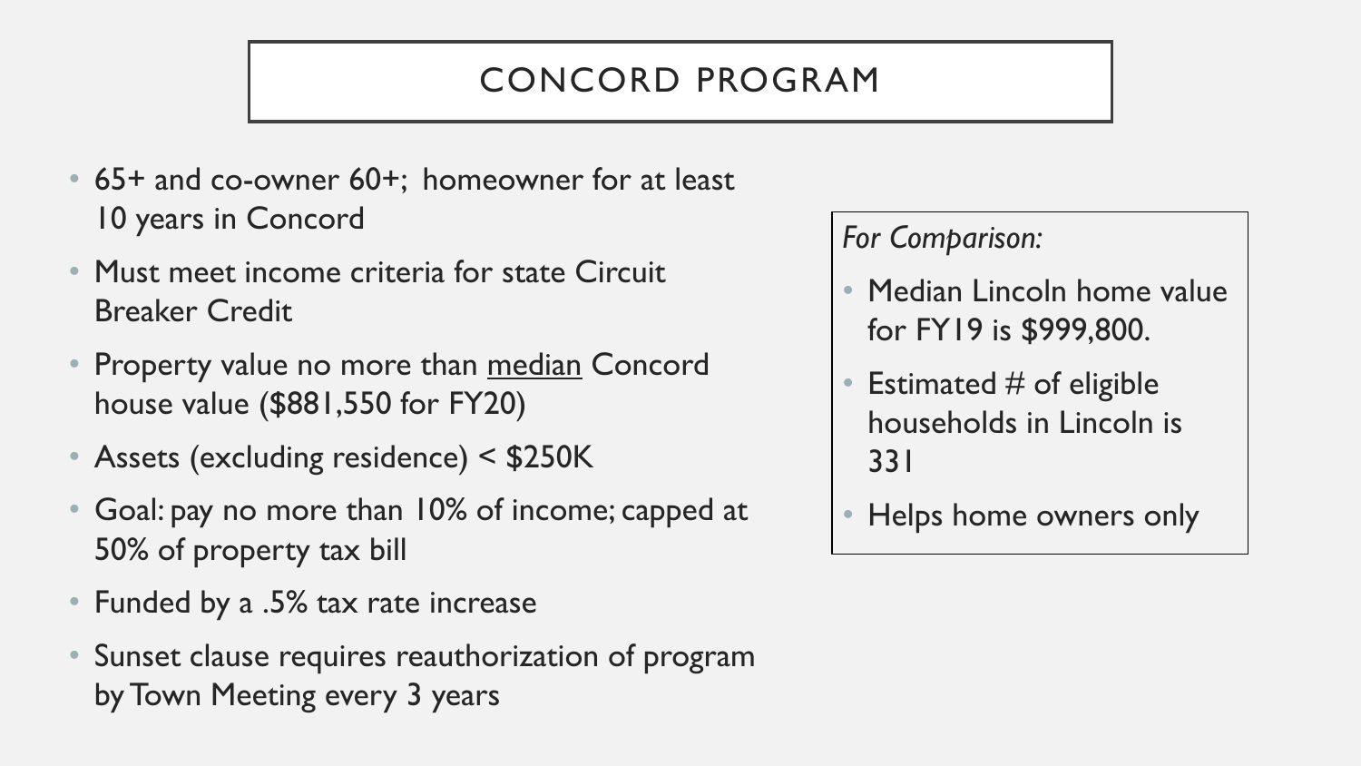# CONCORD PROGRAM

- 65+ and co-owner 60+; homeowner for at least 10 years in Concord
- Must meet income criteria for state Circuit Breaker Credit
- Property value no more than median Concord house value ($881,550 for FY20)
- Assets (excluding residence) < $250K
- Goal: pay no more than 10% of income; capped at 50% of property tax bill
- Funded by a .5% tax rate increase
- Sunset clause requires reauthorization of program by Town Meeting every 3 years

*For Comparison:*

- Median Lincoln home value for FY19 is $999,800.
- Estimated # of eligible households in Lincoln is 331
- Helps home owners only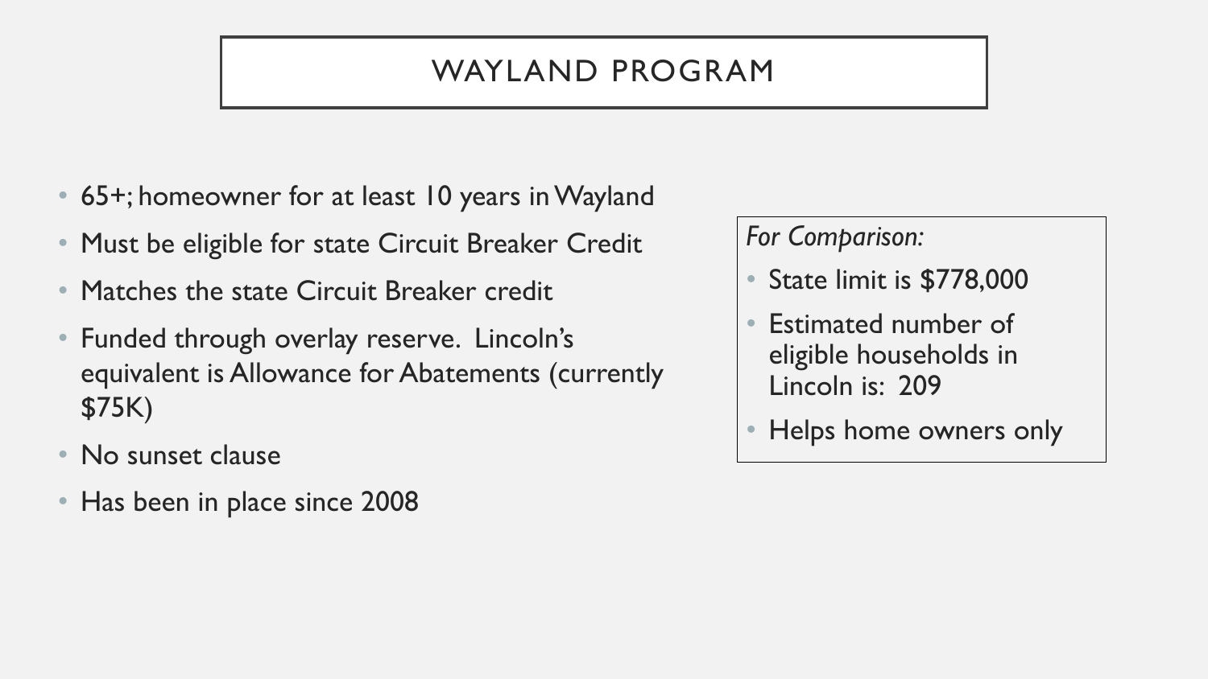# WAYLAND PROGRAM

- 65+; homeowner for at least 10 years in Wayland
- Must be eligible for state Circuit Breaker Credit
- Matches the state Circuit Breaker credit
- Funded through overlay reserve. Lincoln's equivalent is Allowance for Abatements (currently $75K)
- No sunset clause
- Has been in place since 2008

*For Comparison:*

- State limit is $778,000
- Estimated number of eligible households in Lincoln is: 209
- Helps home owners only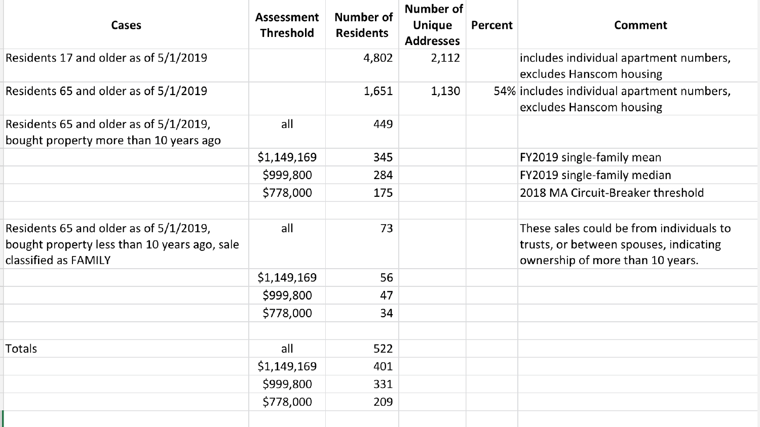| Cases | Assessment Threshold | Number of Residents | Number of Unique Addresses | Percent | Comment |
|---|---|---|---|---|---|
| Residents 17 and older as of 5/1/2019 | | 4,802 | 2,112 | | includes individual apartment numbers, excludes Hanscom housing |
| Residents 65 and older as of 5/1/2019 | | 1,651 | 1,130 | 54% | includes individual apartment numbers, excludes Hanscom housing |
| Residents 65 and older as of 5/1/2019, bought property more than 10 years ago | all | 449 | | | |
| | $1,149,169 | 345 | | | FY2019 single-family mean |
| | $999,800 | 284 | | | FY2019 single-family median |
| | $778,000 | 175 | | | 2018 MA Circuit-Breaker threshold |
| | | | | | |
| Residents 65 and older as of 5/1/2019, bought property less than 10 years ago, sale classified as FAMILY | all | 73 | | | These sales could be from individuals to trusts, or between spouses, indicating ownership of more than 10 years. |
| | $1,149,169 | 56 | | | |
| | $999,800 | 47 | | | |
| | $778,000 | 34 | | | |
| | | | | | |
| Totals | all | 522 | | | |
| | $1,149,169 | 401 | | | |
| | $999,800 | 331 | | | |
| | $778,000 | 209 | | | |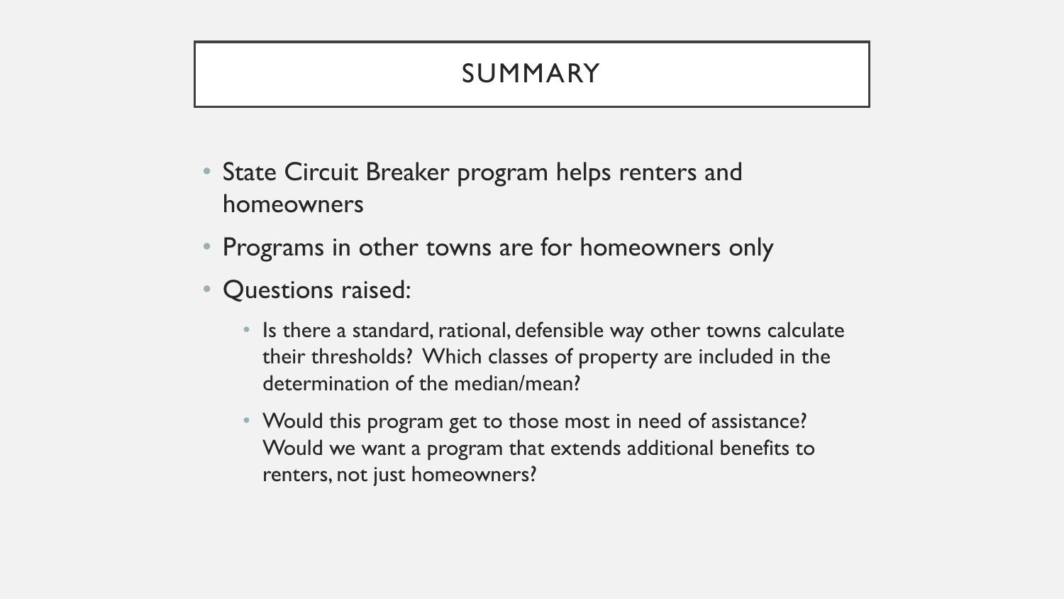# SUMMARY

- State Circuit Breaker program helps renters and homeowners
- Programs in other towns are for homeowners only
- Questions raised:
  - Is there a standard, rational, defensible way other towns calculate their thresholds? Which classes of property are included in the determination of the median/mean?
  - Would this program get to those most in need of assistance? Would we want a program that extends additional benefits to renters, not just homeowners?